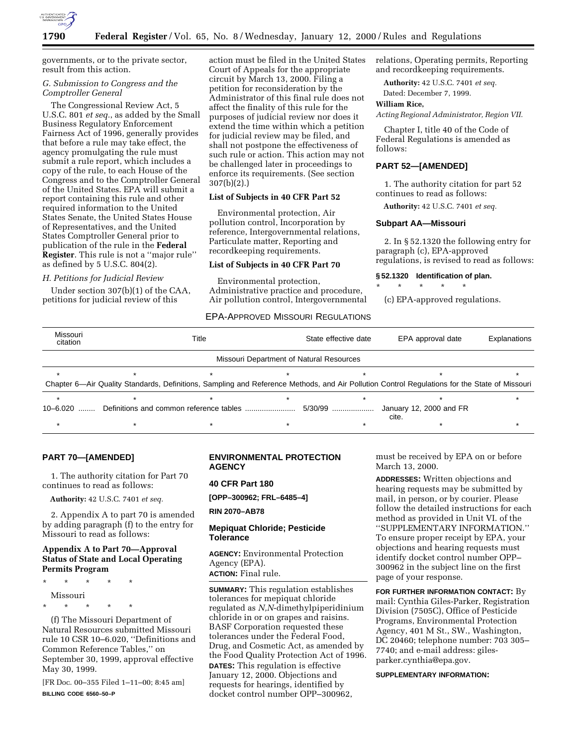governments, or to the private sector, result from this action.

### *G. Submission to Congress and the Comptroller General*

The Congressional Review Act, 5 U.S.C. 801 *et seq.*, as added by the Small Business Regulatory Enforcement Fairness Act of 1996, generally provides that before a rule may take effect, the agency promulgating the rule must submit a rule report, which includes a copy of the rule, to each House of the Congress and to the Comptroller General of the United States. EPA will submit a report containing this rule and other required information to the United States Senate, the United States House of Representatives, and the United States Comptroller General prior to publication of the rule in the **Federal Register**. This rule is not a ''major rule'' as defined by 5 U.S.C. 804(2).

### *H. Petitions for Judicial Review*

Under section 307(b)(1) of the CAA, petitions for judicial review of this action must be filed in the United States Court of Appeals for the appropriate circuit by March 13, 2000. Filing a petition for reconsideration by the Administrator of this final rule does not affect the finality of this rule for the purposes of judicial review nor does it extend the time within which a petition for judicial review may be filed, and shall not postpone the effectiveness of such rule or action. This action may not be challenged later in proceedings to enforce its requirements. (See section 307(b)(2).)

### List of Subjects in 40 CFR Part 52

Environmental protection, Air pollution control, Incorporation by reference, Intergovernmental relations, Particulate matter, Reporting and recordkeeping requirements.

### List of Subjects in 40 CFR Part 70

Environmental protection, Administrative practice and procedure, Air pollution control, Intergovernmental relations, Operating permits, Reporting and recordkeeping requirements.

**Authority:** 42 U.S.C. 7401 *et seq.*

Dated: December 7, 1999.

**William Rice,**

*Acting Regional Administrator, Region VII.*

Chapter I, title 40 of the Code of Federal Regulations is amended as follows:

## PART 52—[AMENDED]

1. The authority citation for part 52 continues to read as follows:

**Authority:** 42 U.S.C. 7401 *et seq.*

### Subpart AA—Missouri

2. In § 52.1320 the following entry for paragraph (c), EPA-approved regulations, is revised to read as follows:

**§ 52.1320 Identification of plan.**

\* \* \* \* \*

(c) EPA-approved regulations.

EPA-APPROVED MISSOURI REGULATIONS

| Missouri citation | Title | State effective date | EPA approval date | Explanations |
|---|---|---|---|---|
| Missouri Department of Natural Resources | | | | |
| * | * | * | * | * |
| Chapter 6—Air Quality Standards, Definitions, Sampling and Reference Methods, and Air Pollution Control Regulations for the State of Missouri | | | | |
| * | * | * | * | * |
| 10–6.020 | Definitions and common reference tables | 5/30/99 | January 12, 2000 and FR cite. | |
| * | * | * | * | * |

## PART 70—[AMENDED]

1. The authority citation for Part 70 continues to read as follows:

**Authority:** 42 U.S.C. 7401 *et seq.*

2. Appendix A to part 70 is amended by adding paragraph (f) to the entry for Missouri to read as follows:

### Appendix A to Part 70—Approval Status of State and Local Operating Permits Program

\* \* \* \* \*

Missouri

\* \* \* \* \*

(f) The Missouri Department of Natural Resources submitted Missouri rule 10 CSR 10–6.020, ''Definitions and Common Reference Tables,'' on September 30, 1999, approval effective May 30, 1999.

[FR Doc. 00–355 Filed 1–11–00; 8:45 am]

**BILLING CODE 6560–50–P**

## ENVIRONMENTAL PROTECTION AGENCY

### 40 CFR Part 180

**[OPP–300962; FRL–6485–4]**

**RIN 2070–AB78**

## Mepiquat Chloride; Pesticide Tolerance

**AGENCY:** Environmental Protection Agency (EPA).

**ACTION:** Final rule.

**SUMMARY:** This regulation establishes tolerances for mepiquat chloride regulated as *N,N*-dimethylpiperidinium chloride in or on grapes and raisins. BASF Corporation requested these tolerances under the Federal Food, Drug, and Cosmetic Act, as amended by the Food Quality Protection Act of 1996.

**DATES:** This regulation is effective January 12, 2000. Objections and requests for hearings, identified by docket control number OPP–300962, must be received by EPA on or before March 13, 2000.

**ADDRESSES:** Written objections and hearing requests may be submitted by mail, in person, or by courier. Please follow the detailed instructions for each method as provided in Unit VI. of the ''SUPPLEMENTARY INFORMATION.'' To ensure proper receipt by EPA, your objections and hearing requests must identify docket control number OPP–300962 in the subject line on the first page of your response.

**FOR FURTHER INFORMATION CONTACT:** By mail: Cynthia Giles-Parker, Registration Division (7505C), Office of Pesticide Programs, Environmental Protection Agency, 401 M St., SW., Washington, DC 20460; telephone number: 703 305–7740; and e-mail address: giles-parker.cynthia@epa.gov.

**SUPPLEMENTARY INFORMATION:**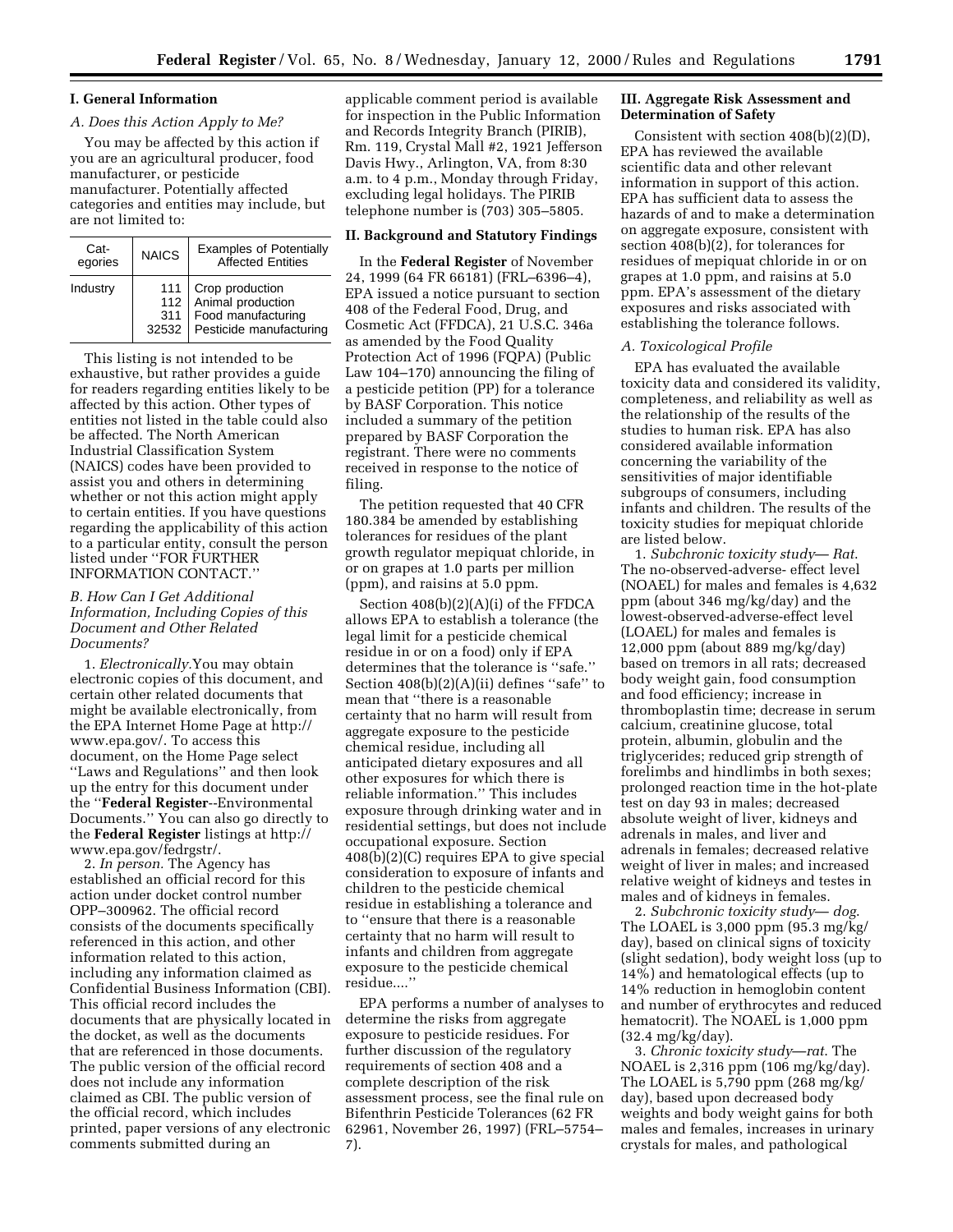## I. General Information

### *A. Does this Action Apply to Me?*

You may be affected by this action if you are an agricultural producer, food manufacturer, or pesticide manufacturer. Potentially affected categories and entities may include, but are not limited to:

| Categories | NAICS | Examples of Potentially Affected Entities |
| --- | --- | --- |
| Industry | 111 | Crop production |
| | 112 | Animal production |
| | 311 | Food manufacturing |
| | 32532 | Pesticide manufacturing |

This listing is not intended to be exhaustive, but rather provides a guide for readers regarding entities likely to be affected by this action. Other types of entities not listed in the table could also be affected. The North American Industrial Classification System (NAICS) codes have been provided to assist you and others in determining whether or not this action might apply to certain entities. If you have questions regarding the applicability of this action to a particular entity, consult the person listed under ''FOR FURTHER INFORMATION CONTACT.''

### *B. How Can I Get Additional Information, Including Copies of this Document and Other Related Documents?*

1. *Electronically*.You may obtain electronic copies of this document, and certain other related documents that might be available electronically, from the EPA Internet Home Page at http://www.epa.gov/. To access this document, on the Home Page select ''Laws and Regulations'' and then look up the entry for this document under the ''**Federal Register**--Environmental Documents.'' You can also go directly to the **Federal Register** listings at http://www.epa.gov/fedrgstr/.

2. *In person.* The Agency has established an official record for this action under docket control number OPP–300962. The official record consists of the documents specifically referenced in this action, and other information related to this action, including any information claimed as Confidential Business Information (CBI). This official record includes the documents that are physically located in the docket, as well as the documents that are referenced in those documents. The public version of the official record does not include any information claimed as CBI. The public version of the official record, which includes printed, paper versions of any electronic comments submitted during an applicable comment period is available for inspection in the Public Information and Records Integrity Branch (PIRIB), Rm. 119, Crystal Mall #2, 1921 Jefferson Davis Hwy., Arlington, VA, from 8:30 a.m. to 4 p.m., Monday through Friday, excluding legal holidays. The PIRIB telephone number is (703) 305–5805.

## II. Background and Statutory Findings

In the **Federal Register** of November 24, 1999 (64 FR 66181) (FRL–6396–4), EPA issued a notice pursuant to section 408 of the Federal Food, Drug, and Cosmetic Act (FFDCA), 21 U.S.C. 346a as amended by the Food Quality Protection Act of 1996 (FQPA) (Public Law 104–170) announcing the filing of a pesticide petition (PP) for a tolerance by BASF Corporation. This notice included a summary of the petition prepared by BASF Corporation the registrant. There were no comments received in response to the notice of filing.

The petition requested that 40 CFR 180.384 be amended by establishing tolerances for residues of the plant growth regulator mepiquat chloride, in or on grapes at 1.0 parts per million (ppm), and raisins at 5.0 ppm.

Section 408(b)(2)(A)(i) of the FFDCA allows EPA to establish a tolerance (the legal limit for a pesticide chemical residue in or on a food) only if EPA determines that the tolerance is ''safe.'' Section 408(b)(2)(A)(ii) defines ''safe'' to mean that ''there is a reasonable certainty that no harm will result from aggregate exposure to the pesticide chemical residue, including all anticipated dietary exposures and all other exposures for which there is reliable information.'' This includes exposure through drinking water and in residential settings, but does not include occupational exposure. Section 408(b)(2)(C) requires EPA to give special consideration to exposure of infants and children to the pesticide chemical residue in establishing a tolerance and to ''ensure that there is a reasonable certainty that no harm will result to infants and children from aggregate exposure to the pesticide chemical residue....''

EPA performs a number of analyses to determine the risks from aggregate exposure to pesticide residues. For further discussion of the regulatory requirements of section 408 and a complete description of the risk assessment process, see the final rule on Bifenthrin Pesticide Tolerances (62 FR 62961, November 26, 1997) (FRL–5754–7).

## III. Aggregate Risk Assessment and Determination of Safety

Consistent with section 408(b)(2)(D), EPA has reviewed the available scientific data and other relevant information in support of this action. EPA has sufficient data to assess the hazards of and to make a determination on aggregate exposure, consistent with section 408(b)(2), for tolerances for residues of mepiquat chloride in or on grapes at 1.0 ppm, and raisins at 5.0 ppm. EPA's assessment of the dietary exposures and risks associated with establishing the tolerance follows.

### *A. Toxicological Profile*

EPA has evaluated the available toxicity data and considered its validity, completeness, and reliability as well as the relationship of the results of the studies to human risk. EPA has also considered available information concerning the variability of the sensitivities of major identifiable subgroups of consumers, including infants and children. The results of the toxicity studies for mepiquat chloride are listed below.

1. *Subchronic toxicity study— Rat*. The no-observed-adverse- effect level (NOAEL) for males and females is 4,632 ppm (about 346 mg/kg/day) and the lowest-observed-adverse-effect level (LOAEL) for males and females is 12,000 ppm (about 889 mg/kg/day) based on tremors in all rats; decreased body weight gain, food consumption and food efficiency; increase in thromboplastin time; decrease in serum calcium, creatinine glucose, total protein, albumin, globulin and the triglycerides; reduced grip strength of forelimbs and hindlimbs in both sexes; prolonged reaction time in the hot-plate test on day 93 in males; decreased absolute weight of liver, kidneys and adrenals in males, and liver and adrenals in females; decreased relative weight of liver in males; and increased relative weight of kidneys and testes in males and of kidneys in females.

2. *Subchronic toxicity study— dog*. The LOAEL is 3,000 ppm (95.3 mg/kg/day), based on clinical signs of toxicity (slight sedation), body weight loss (up to 14%) and hematological effects (up to 14% reduction in hemoglobin content and number of erythrocytes and reduced hematocrit). The NOAEL is 1,000 ppm (32.4 mg/kg/day).

3. *Chronic toxicity study—rat.* The NOAEL is 2,316 ppm (106 mg/kg/day). The LOAEL is 5,790 ppm (268 mg/kg/day), based upon decreased body weights and body weight gains for both males and females, increases in urinary crystals for males, and pathological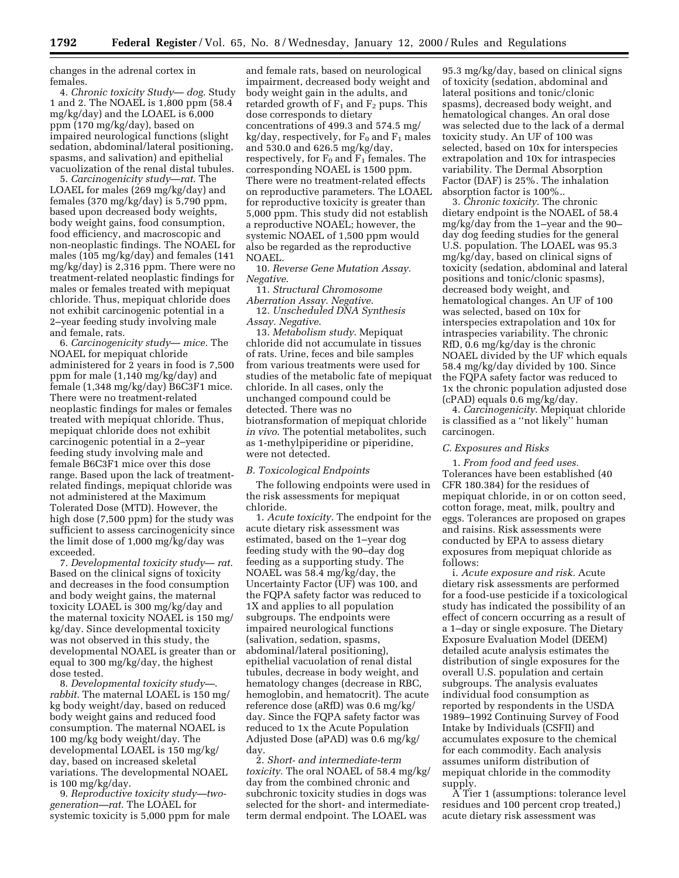changes in the adrenal cortex in females.

4. *Chronic toxicity Study— dog.* Study 1 and 2. The NOAEL is 1,800 ppm (58.4 mg/kg/day) and the LOAEL is 6,000 ppm (170 mg/kg/day), based on impaired neurological functions (slight sedation, abdominal/lateral positioning, spasms, and salivation) and epithelial vacuolization of the renal distal tubules.

5. *Carcinogenicity study—rat.* The LOAEL for males (269 mg/kg/day) and females (370 mg/kg/day) is 5,790 ppm, based upon decreased body weights, body weight gains, food consumption, food efficiency, and macroscopic and non-neoplastic findings. The NOAEL for males (105 mg/kg/day) and females (141 mg/kg/day) is 2,316 ppm. There were no treatment-related neoplastic findings for males or females treated with mepiquat chloride. Thus, mepiquat chloride does not exhibit carcinogenic potential in a 2–year feeding study involving male and female, rats.

6. *Carcinogenicity study— mice.* The NOAEL for mepiquat chloride administered for 2 years in food is 7,500 ppm for male (1,140 mg/kg/day) and female (1,348 mg/kg/day) B6C3F1 mice. There were no treatment-related neoplastic findings for males or females treated with mepiquat chloride. Thus, mepiquat chloride does not exhibit carcinogenic potential in a 2–year feeding study involving male and female B6C3F1 mice over this dose range. Based upon the lack of treatment-related findings, mepiquat chloride was not administered at the Maximum Tolerated Dose (MTD). However, the high dose (7,500 ppm) for the study was sufficient to assess carcinogenicity since the limit dose of 1,000 mg/kg/day was exceeded.

7. *Developmental toxicity study— rat.* Based on the clinical signs of toxicity and decreases in the food consumption and body weight gains, the maternal toxicity LOAEL is 300 mg/kg/day and the maternal toxicity NOAEL is 150 mg/kg/day. Since developmental toxicity was not observed in this study, the developmental NOAEL is greater than or equal to 300 mg/kg/day, the highest dose tested.

8. *Developmental toxicity study—. rabbit.* The maternal LOAEL is 150 mg/kg body weight/day, based on reduced body weight gains and reduced food consumption. The maternal NOAEL is 100 mg/kg body weight/day. The developmental LOAEL is 150 mg/kg/day, based on increased skeletal variations. The developmental NOAEL is 100 mg/kg/day.

9. *Reproductive toxicity study—two-generation—rat.* The LOAEL for systemic toxicity is 5,000 ppm for male and female rats, based on neurological impairment, decreased body weight and body weight gain in the adults, and retarded growth of $F_1$ and $F_2$ pups. This dose corresponds to dietary concentrations of 499.3 and 574.5 mg/kg/day, respectively, for $F_0$ and $F_1$ males and 530.0 and 626.5 mg/kg/day, respectively, for $F_0$ and $F_1$ females. The corresponding NOAEL is 1500 ppm. There were no treatment-related effects on reproductive parameters. The LOAEL for reproductive toxicity is greater than 5,000 ppm. This study did not establish a reproductive NOAEL; however, the systemic NOAEL of 1,500 ppm would also be regarded as the reproductive NOAEL.

10. *Reverse Gene Mutation Assay. Negative*.

11. *Structural Chromosome Aberration Assay. Negative*.

12. *Unscheduled DNA Synthesis Assay. Negative*.

13. *Metabolism study.* Mepiquat chloride did not accumulate in tissues of rats. Urine, feces and bile samples from various treatments were used for studies of the metabolic fate of mepiquat chloride. In all cases, only the unchanged compound could be detected. There was no biotransformation of mepiquat chloride *in vivo*. The potential metabolites, such as 1-methylpiperidine or piperidine, were not detected.

### *B. Toxicological Endpoints*

The following endpoints were used in the risk assessments for mepiquat chloride.

1. *Acute toxicity.* The endpoint for the acute dietary risk assessment was estimated, based on the 1–year dog feeding study with the 90–day dog feeding as a supporting study. The NOAEL was 58.4 mg/kg/day, the Uncertainty Factor (UF) was 100, and the FQPA safety factor was reduced to 1X and applies to all population subgroups. The endpoints were impaired neurological functions (salivation, sedation, spasms, abdominal/lateral positioning), epithelial vacuolation of renal distal tubules, decrease in body weight, and hematology changes (decrease in RBC, hemoglobin, and hematocrit). The acute reference dose (aRfD) was 0.6 mg/kg/day. Since the FQPA safety factor was reduced to 1x the Acute Population Adjusted Dose (aPAD) was 0.6 mg/kg/day.

2. *Short- and intermediate-term toxicity.* The oral NOAEL of 58.4 mg/kg/day from the combined chronic and subchronic toxicity studies in dogs was selected for the short- and intermediate-term dermal endpoint. The LOAEL was 95.3 mg/kg/day, based on clinical signs of toxicity (sedation, abdominal and lateral positions and tonic/clonic spasms), decreased body weight, and hematological changes. An oral dose was selected due to the lack of a dermal toxicity study. An UF of 100 was selected, based on 10x for interspecies extrapolation and 10x for intraspecies variability. The Dermal Absorption Factor (DAF) is 25%. The inhalation absorption factor is 100%..

3. *Chronic toxicity.* The chronic dietary endpoint is the NOAEL of 58.4 mg/kg/day from the 1–year and the 90–day dog feeding studies for the general U.S. population. The LOAEL was 95.3 mg/kg/day, based on clinical signs of toxicity (sedation, abdominal and lateral positions and tonic/clonic spasms), decreased body weight, and hematological changes. An UF of 100 was selected, based on 10x for interspecies extrapolation and 10x for intraspecies variability. The chronic RfD, 0.6 mg/kg/day is the chronic NOAEL divided by the UF which equals 58.4 mg/kg/day divided by 100. Since the FQPA safety factor was reduced to 1x the chronic population adjusted dose (cPAD) equals 0.6 mg/kg/day.

4. *Carcinogenicity.* Mepiquat chloride is classified as a ''not likely'' human carcinogen.

### *C. Exposures and Risks*

1. *From food and feed uses.* Tolerances have been established (40 CFR 180.384) for the residues of mepiquat chloride, in or on cotton seed, cotton forage, meat, milk, poultry and eggs. Tolerances are proposed on grapes and raisins. Risk assessments were conducted by EPA to assess dietary exposures from mepiquat chloride as follows:

i. *Acute exposure and risk.* Acute dietary risk assessments are performed for a food-use pesticide if a toxicological study has indicated the possibility of an effect of concern occurring as a result of a 1–day or single exposure. The Dietary Exposure Evaluation Model (DEEM) detailed acute analysis estimates the distribution of single exposures for the overall U.S. population and certain subgroups. The analysis evaluates individual food consumption as reported by respondents in the USDA 1989–1992 Continuing Survey of Food Intake by Individuals (CSFII) and accumulates exposure to the chemical for each commodity. Each analysis assumes uniform distribution of mepiquat chloride in the commodity supply.

A Tier 1 (assumptions: tolerance level residues and 100 percent crop treated,) acute dietary risk assessment was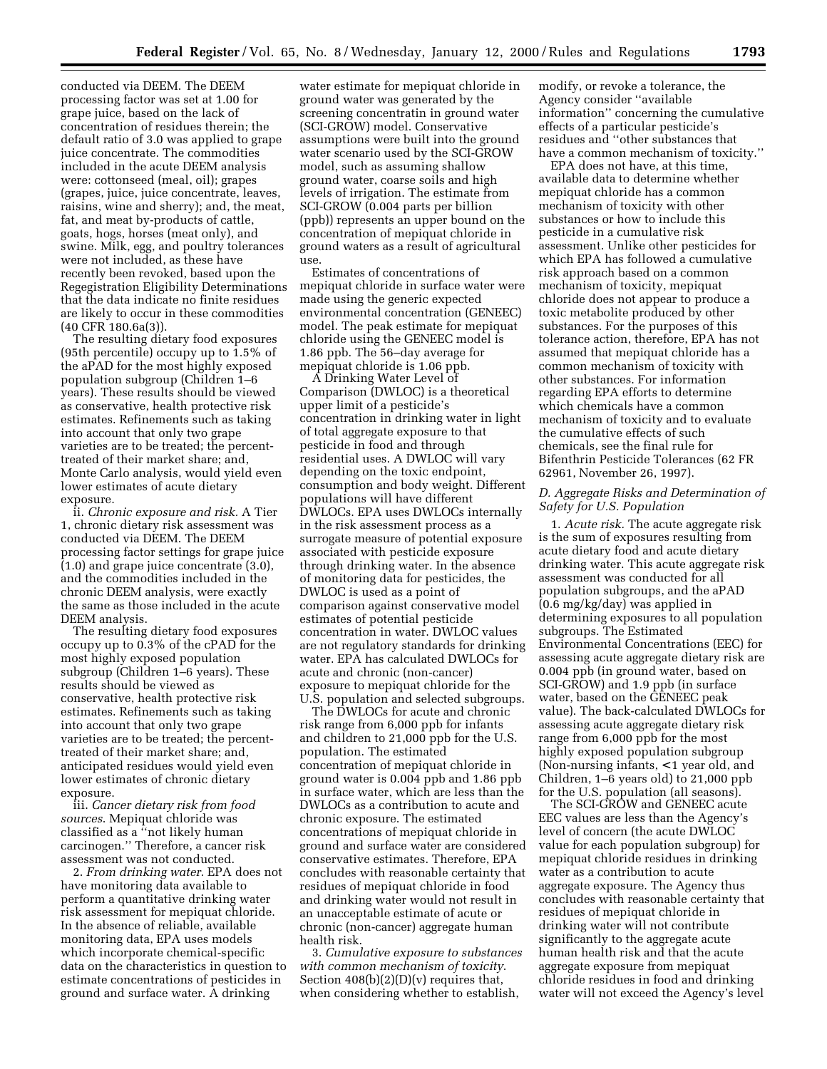conducted via DEEM. The DEEM processing factor was set at 1.00 for grape juice, based on the lack of concentration of residues therein; the default ratio of 3.0 was applied to grape juice concentrate. The commodities included in the acute DEEM analysis were: cottonseed (meal, oil); grapes (grapes, juice, juice concentrate, leaves, raisins, wine and sherry); and, the meat, fat, and meat by-products of cattle, goats, hogs, horses (meat only), and swine. Milk, egg, and poultry tolerances were not included, as these have recently been revoked, based upon the Regegistration Eligibility Determinations that the data indicate no finite residues are likely to occur in these commodities (40 CFR 180.6a(3)).

The resulting dietary food exposures (95th percentile) occupy up to 1.5% of the aPAD for the most highly exposed population subgroup (Children 1–6 years). These results should be viewed as conservative, health protective risk estimates. Refinements such as taking into account that only two grape varieties are to be treated; the percent-treated of their market share; and, Monte Carlo analysis, would yield even lower estimates of acute dietary exposure.

ii. *Chronic exposure and risk.* A Tier 1, chronic dietary risk assessment was conducted via DEEM. The DEEM processing factor settings for grape juice (1.0) and grape juice concentrate (3.0), and the commodities included in the chronic DEEM analysis, were exactly the same as those included in the acute DEEM analysis.

The resulting dietary food exposures occupy up to 0.3% of the cPAD for the most highly exposed population subgroup (Children 1–6 years). These results should be viewed as conservative, health protective risk estimates. Refinements such as taking into account that only two grape varieties are to be treated; the percent-treated of their market share; and, anticipated residues would yield even lower estimates of chronic dietary exposure.

iii. *Cancer dietary risk from food sources*. Mepiquat chloride was classified as a ''not likely human carcinogen.'' Therefore, a cancer risk assessment was not conducted.

2. *From drinking water*. EPA does not have monitoring data available to perform a quantitative drinking water risk assessment for mepiquat chloride. In the absence of reliable, available monitoring data, EPA uses models which incorporate chemical-specific data on the characteristics in question to estimate concentrations of pesticides in ground and surface water. A drinking water estimate for mepiquat chloride in ground water was generated by the screening concentratin in ground water (SCI-GROW) model. Conservative assumptions were built into the ground water scenario used by the SCI-GROW model, such as assuming shallow ground water, coarse soils and high levels of irrigation. The estimate from SCI-GROW (0.004 parts per billion (ppb)) represents an upper bound on the concentration of mepiquat chloride in ground waters as a result of agricultural use.

Estimates of concentrations of mepiquat chloride in surface water were made using the generic expected environmental concentration (GENEEC) model. The peak estimate for mepiquat chloride using the GENEEC model is 1.86 ppb. The 56–day average for mepiquat chloride is 1.06 ppb.

A Drinking Water Level of Comparison (DWLOC) is a theoretical upper limit of a pesticide's concentration in drinking water in light of total aggregate exposure to that pesticide in food and through residential uses. A DWLOC will vary depending on the toxic endpoint, consumption and body weight. Different populations will have different DWLOCs. EPA uses DWLOCs internally in the risk assessment process as a surrogate measure of potential exposure associated with pesticide exposure through drinking water. In the absence of monitoring data for pesticides, the DWLOC is used as a point of comparison against conservative model estimates of potential pesticide concentration in water. DWLOC values are not regulatory standards for drinking water. EPA has calculated DWLOCs for acute and chronic (non-cancer) exposure to mepiquat chloride for the U.S. population and selected subgroups.

The DWLOCs for acute and chronic risk range from 6,000 ppb for infants and children to 21,000 ppb for the U.S. population. The estimated concentration of mepiquat chloride in ground water is 0.004 ppb and 1.86 ppb in surface water, which are less than the DWLOCs as a contribution to acute and chronic exposure. The estimated concentrations of mepiquat chloride in ground and surface water are considered conservative estimates. Therefore, EPA concludes with reasonable certainty that residues of mepiquat chloride in food and drinking water would not result in an unacceptable estimate of acute or chronic (non-cancer) aggregate human health risk.

3. *Cumulative exposure to substances with common mechanism of toxicity*. Section 408(b)(2)(D)(v) requires that, when considering whether to establish, modify, or revoke a tolerance, the Agency consider ''available information'' concerning the cumulative effects of a particular pesticide's residues and ''other substances that have a common mechanism of toxicity.''

EPA does not have, at this time, available data to determine whether mepiquat chloride has a common mechanism of toxicity with other substances or how to include this pesticide in a cumulative risk assessment. Unlike other pesticides for which EPA has followed a cumulative risk approach based on a common mechanism of toxicity, mepiquat chloride does not appear to produce a toxic metabolite produced by other substances. For the purposes of this tolerance action, therefore, EPA has not assumed that mepiquat chloride has a common mechanism of toxicity with other substances. For information regarding EPA efforts to determine which chemicals have a common mechanism of toxicity and to evaluate the cumulative effects of such chemicals, see the final rule for Bifenthrin Pesticide Tolerances (62 FR 62961, November 26, 1997).

### *D. Aggregate Risks and Determination of Safety for U.S. Population*

1. *Acute risk*. The acute aggregate risk is the sum of exposures resulting from acute dietary food and acute dietary drinking water. This acute aggregate risk assessment was conducted for all population subgroups, and the aPAD (0.6 mg/kg/day) was applied in determining exposures to all population subgroups. The Estimated Environmental Concentrations (EEC) for assessing acute aggregate dietary risk are 0.004 ppb (in ground water, based on SCI-GROW) and 1.9 ppb (in surface water, based on the GENEEC peak value). The back-calculated DWLOCs for assessing acute aggregate dietary risk range from 6,000 ppb for the most highly exposed population subgroup (Non-nursing infants, <1 year old, and Children, 1–6 years old) to 21,000 ppb for the U.S. population (all seasons).

The SCI-GROW and GENEEC acute EEC values are less than the Agency's level of concern (the acute DWLOC value for each population subgroup) for mepiquat chloride residues in drinking water as a contribution to acute aggregate exposure. The Agency thus concludes with reasonable certainty that residues of mepiquat chloride in drinking water will not contribute significantly to the aggregate acute human health risk and that the acute aggregate exposure from mepiquat chloride residues in food and drinking water will not exceed the Agency's level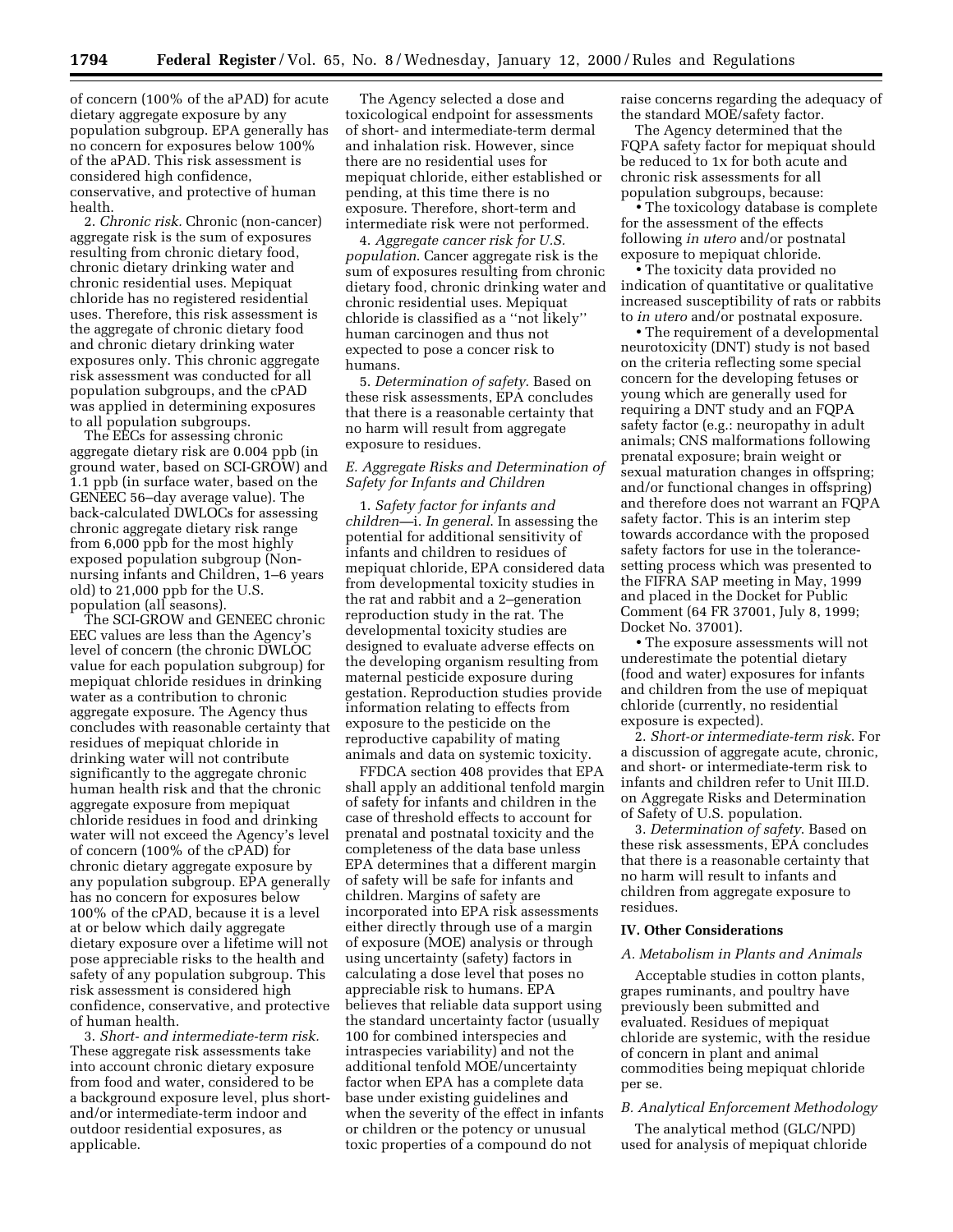of concern (100% of the aPAD) for acute dietary aggregate exposure by any population subgroup. EPA generally has no concern for exposures below 100% of the aPAD. This risk assessment is considered high confidence, conservative, and protective of human health.

2. *Chronic risk.* Chronic (non-cancer) aggregate risk is the sum of exposures resulting from chronic dietary food, chronic dietary drinking water and chronic residential uses. Mepiquat chloride has no registered residential uses. Therefore, this risk assessment is the aggregate of chronic dietary food and chronic dietary drinking water exposures only. This chronic aggregate risk assessment was conducted for all population subgroups, and the cPAD was applied in determining exposures to all population subgroups.

The EECs for assessing chronic aggregate dietary risk are 0.004 ppb (in ground water, based on SCI-GROW) and 1.1 ppb (in surface water, based on the GENEEC 56–day average value). The back-calculated DWLOCs for assessing chronic aggregate dietary risk range from 6,000 ppb for the most highly exposed population subgroup (Non-nursing infants and Children, 1–6 years old) to 21,000 ppb for the U.S. population (all seasons).

The SCI-GROW and GENEEC chronic EEC values are less than the Agency's level of concern (the chronic DWLOC value for each population subgroup) for mepiquat chloride residues in drinking water as a contribution to chronic aggregate exposure. The Agency thus concludes with reasonable certainty that residues of mepiquat chloride in drinking water will not contribute significantly to the aggregate chronic human health risk and that the chronic aggregate exposure from mepiquat chloride residues in food and drinking water will not exceed the Agency's level of concern (100% of the cPAD) for chronic dietary aggregate exposure by any population subgroup. EPA generally has no concern for exposures below 100% of the cPAD, because it is a level at or below which daily aggregate dietary exposure over a lifetime will not pose appreciable risks to the health and safety of any population subgroup. This risk assessment is considered high confidence, conservative, and protective of human health.

3. *Short- and intermediate-term risk.* These aggregate risk assessments take into account chronic dietary exposure from food and water, considered to be a background exposure level, plus short- and/or intermediate-term indoor and outdoor residential exposures, as applicable.

The Agency selected a dose and toxicological endpoint for assessments of short- and intermediate-term dermal and inhalation risk. However, since there are no residential uses for mepiquat chloride, either established or pending, at this time there is no exposure. Therefore, short-term and intermediate risk were not performed.

4. *Aggregate cancer risk for U.S. population*. Cancer aggregate risk is the sum of exposures resulting from chronic dietary food, chronic drinking water and chronic residential uses. Mepiquat chloride is classified as a ''not likely'' human carcinogen and thus not expected to pose a concer risk to humans.

5. *Determination of safety*. Based on these risk assessments, EPA concludes that there is a reasonable certainty that no harm will result from aggregate exposure to residues.

### *E. Aggregate Risks and Determination of Safety for Infants and Children*

1. *Safety factor for infants and children*—i. *In general*. In assessing the potential for additional sensitivity of infants and children to residues of mepiquat chloride, EPA considered data from developmental toxicity studies in the rat and rabbit and a 2–generation reproduction study in the rat. The developmental toxicity studies are designed to evaluate adverse effects on the developing organism resulting from maternal pesticide exposure during gestation. Reproduction studies provide information relating to effects from exposure to the pesticide on the reproductive capability of mating animals and data on systemic toxicity.

FFDCA section 408 provides that EPA shall apply an additional tenfold margin of safety for infants and children in the case of threshold effects to account for prenatal and postnatal toxicity and the completeness of the data base unless EPA determines that a different margin of safety will be safe for infants and children. Margins of safety are incorporated into EPA risk assessments either directly through use of a margin of exposure (MOE) analysis or through using uncertainty (safety) factors in calculating a dose level that poses no appreciable risk to humans. EPA believes that reliable data support using the standard uncertainty factor (usually 100 for combined interspecies and intraspecies variability) and not the additional tenfold MOE/uncertainty factor when EPA has a complete data base under existing guidelines and when the severity of the effect in infants or children or the potency or unusual toxic properties of a compound do not raise concerns regarding the adequacy of the standard MOE/safety factor.

The Agency determined that the FQPA safety factor for mepiquat should be reduced to 1x for both acute and chronic risk assessments for all population subgroups, because:

- The toxicology database is complete for the assessment of the effects following *in utero* and/or postnatal exposure to mepiquat chloride.
- The toxicity data provided no indication of quantitative or qualitative increased susceptibility of rats or rabbits to *in utero* and/or postnatal exposure.
- The requirement of a developmental neurotoxicity (DNT) study is not based on the criteria reflecting some special concern for the developing fetuses or young which are generally used for requiring a DNT study and an FQPA safety factor (e.g.: neuropathy in adult animals; CNS malformations following prenatal exposure; brain weight or sexual maturation changes in offspring; and/or functional changes in offspring) and therefore does not warrant an FQPA safety factor. This is an interim step towards accordance with the proposed safety factors for use in the tolerance-setting process which was presented to the FIFRA SAP meeting in May, 1999 and placed in the Docket for Public Comment (64 FR 37001, July 8, 1999; Docket No. 37001).
- The exposure assessments will not underestimate the potential dietary (food and water) exposures for infants and children from the use of mepiquat chloride (currently, no residential exposure is expected).

2. *Short-or intermediate-term risk*. For a discussion of aggregate acute, chronic, and short- or intermediate-term risk to infants and children refer to Unit III.D. on Aggregate Risks and Determination of Safety of U.S. population.

3. *Determination of safety*. Based on these risk assessments, EPA concludes that there is a reasonable certainty that no harm will result to infants and children from aggregate exposure to residues.

## IV. Other Considerations

### *A. Metabolism in Plants and Animals*

Acceptable studies in cotton plants, grapes ruminants, and poultry have previously been submitted and evaluated. Residues of mepiquat chloride are systemic, with the residue of concern in plant and animal commodities being mepiquat chloride per se.

### *B. Analytical Enforcement Methodology*

The analytical method (GLC/NPD) used for analysis of mepiquat chloride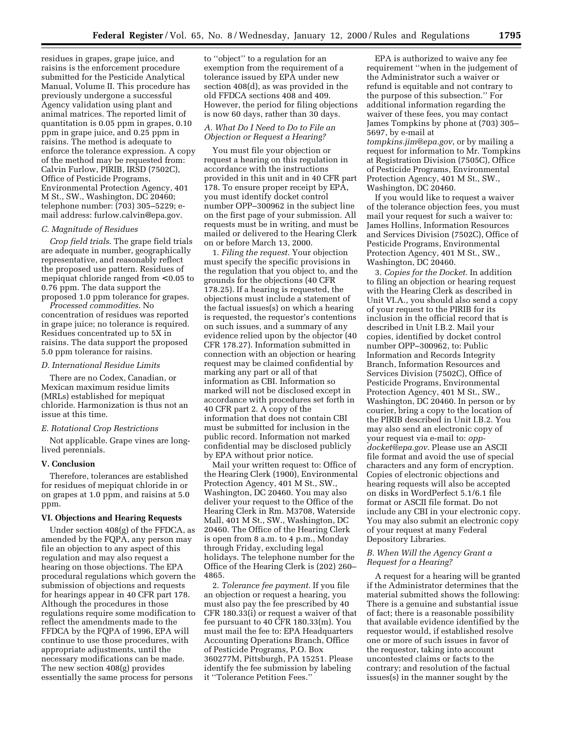residues in grapes, grape juice, and raisins is the enforcement procedure submitted for the Pesticide Analytical Manual, Volume II. This procedure has previously undergone a successful Agency validation using plant and animal matrices. The reported limit of quantitation is 0.05 ppm in grapes, 0.10 ppm in grape juice, and 0.25 ppm in raisins. The method is adequate to enforce the tolerance expression. A copy of the method may be requested from: Calvin Furlow, PIRIB, IRSD (7502C), Office of Pesticide Programs, Environmental Protection Agency, 401 M St., SW., Washington, DC 20460; telephone number: (703) 305–5229; e-mail address: furlow.calvin@epa.gov.

### *C. Magnitude of Residues*

*Crop field trials*. The grape field trials are adequate in number, geographically representative, and reasonably reflect the proposed use pattern. Residues of mepiquat chloride ranged from <0.05 to 0.76 ppm. The data support the proposed 1.0 ppm tolerance for grapes.

*Processed commodities*. No concentration of residues was reported in grape juice; no tolerance is required. Residues concentrated up to 5X in raisins. The data support the proposed 5.0 ppm tolerance for raisins.

### *D. International Residue Limits*

There are no Codex, Canadian, or Mexican maximum residue limits (MRLs) established for mepiquat chloride. Harmonization is thus not an issue at this time.

### *E. Rotational Crop Restrictions*

Not applicable. Grape vines are long-lived perennials.

## V. Conclusion

Therefore, tolerances are established for residues of mepiquat chloride in or on grapes at 1.0 ppm, and raisins at 5.0 ppm.

## VI. Objections and Hearing Requests

Under section 408(g) of the FFDCA, as amended by the FQPA, any person may file an objection to any aspect of this regulation and may also request a hearing on those objections. The EPA procedural regulations which govern the submission of objections and requests for hearings appear in 40 CFR part 178. Although the procedures in those regulations require some modification to reflect the amendments made to the FFDCA by the FQPA of 1996, EPA will continue to use those procedures, with appropriate adjustments, until the necessary modifications can be made. The new section 408(g) provides essentially the same process for persons to ''object'' to a regulation for an exemption from the requirement of a tolerance issued by EPA under new section 408(d), as was provided in the old FFDCA sections 408 and 409. However, the period for filing objections is now 60 days, rather than 30 days.

### *A. What Do I Need to Do to File an Objection or Request a Hearing?*

You must file your objection or request a hearing on this regulation in accordance with the instructions provided in this unit and in 40 CFR part 178. To ensure proper receipt by EPA, you must identify docket control number OPP–300962 in the subject line on the first page of your submission. All requests must be in writing, and must be mailed or delivered to the Hearing Clerk on or before March 13, 2000.

1. *Filing the request.* Your objection must specify the specific provisions in the regulation that you object to, and the grounds for the objections (40 CFR 178.25). If a hearing is requested, the objections must include a statement of the factual issues(s) on which a hearing is requested, the requestor's contentions on such issues, and a summary of any evidence relied upon by the objector (40 CFR 178.27). Information submitted in connection with an objection or hearing request may be claimed confidential by marking any part or all of that information as CBI. Information so marked will not be disclosed except in accordance with procedures set forth in 40 CFR part 2. A copy of the information that does not contain CBI must be submitted for inclusion in the public record. Information not marked confidential may be disclosed publicly by EPA without prior notice.

Mail your written request to: Office of the Hearing Clerk (1900), Environmental Protection Agency, 401 M St., SW., Washington, DC 20460. You may also deliver your request to the Office of the Hearing Clerk in Rm. M3708, Waterside Mall, 401 M St., SW., Washington, DC 20460. The Office of the Hearing Clerk is open from 8 a.m. to 4 p.m., Monday through Friday, excluding legal holidays. The telephone number for the Office of the Hearing Clerk is (202) 260–4865.

2. *Tolerance fee payment.* If you file an objection or request a hearing, you must also pay the fee prescribed by 40 CFR 180.33(i) or request a waiver of that fee pursuant to 40 CFR 180.33(m). You must mail the fee to: EPA Headquarters Accounting Operations Branch, Office of Pesticide Programs, P.O. Box 360277M, Pittsburgh, PA 15251. Please identify the fee submission by labeling it ''Tolerance Petition Fees.''

EPA is authorized to waive any fee requirement ''when in the judgement of the Administrator such a waiver or refund is equitable and not contrary to the purpose of this subsection.'' For additional information regarding the waiver of these fees, you may contact James Tompkins by phone at (703) 305–5697, by e-mail at *tompkins.jim@epa.gov*, or by mailing a request for information to Mr. Tompkins at Registration Division (7505C), Office of Pesticide Programs, Environmental Protection Agency, 401 M St., SW., Washington, DC 20460.

If you would like to request a waiver of the tolerance objection fees, you must mail your request for such a waiver to: James Hollins, Information Resources and Services Division (7502C), Office of Pesticide Programs, Environmental Protection Agency, 401 M St., SW., Washington, DC 20460.

3. *Copies for the Docket.* In addition to filing an objection or hearing request with the Hearing Clerk as described in Unit VI.A., you should also send a copy of your request to the PIRIB for its inclusion in the official record that is described in Unit I.B.2. Mail your copies, identified by docket control number OPP–300962, to: Public Information and Records Integrity Branch, Information Resources and Services Division (7502C), Office of Pesticide Programs, Environmental Protection Agency, 401 M St., SW., Washington, DC 20460. In person or by courier, bring a copy to the location of the PIRIB described in Unit I.B.2. You may also send an electronic copy of your request via e-mail to: *opp-docket@epa.gov*. Please use an ASCII file format and avoid the use of special characters and any form of encryption. Copies of electronic objections and hearing requests will also be accepted on disks in WordPerfect 5.1/6.1 file format or ASCII file format. Do not include any CBI in your electronic copy. You may also submit an electronic copy of your request at many Federal Depository Libraries.

### *B. When Will the Agency Grant a Request for a Hearing?*

A request for a hearing will be granted if the Administrator determines that the material submitted shows the following: There is a genuine and substantial issue of fact; there is a reasonable possibility that available evidence identified by the requestor would, if established resolve one or more of such issues in favor of the requestor, taking into account uncontested claims or facts to the contrary; and resolution of the factual issue(s) in the manner sought by the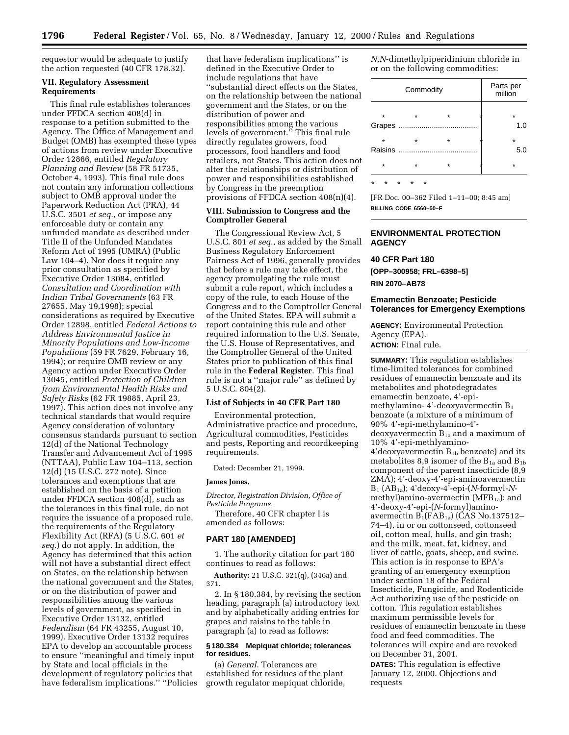requestor would be adequate to justify the action requested (40 CFR 178.32).

### VII. Regulatory Assessment Requirements

This final rule establishes tolerances under FFDCA section 408(d) in response to a petition submitted to the Agency. The Office of Management and Budget (OMB) has exempted these types of actions from review under Executive Order 12866, entitled *Regulatory Planning and Review* (58 FR 51735, October 4, 1993). This final rule does not contain any information collections subject to OMB approval under the Paperwork Reduction Act (PRA), 44 U.S.C. 3501 *et seq.*, or impose any enforceable duty or contain any unfunded mandate as described under Title II of the Unfunded Mandates Reform Act of 1995 (UMRA) (Public Law 104–4). Nor does it require any prior consultation as specified by Executive Order 13084, entitled *Consultation and Coordination with Indian Tribal Governments* (63 FR 27655, May 19,1998); special considerations as required by Executive Order 12898, entitled *Federal Actions to Address Environmental Justice in Minority Populations and Low-Income Populations* (59 FR 7629, February 16, 1994); or require OMB review or any Agency action under Executive Order 13045, entitled *Protection of Children from Environmental Health Risks and Safety Risks* (62 FR 19885, April 23, 1997). This action does not involve any technical standards that would require Agency consideration of voluntary consensus standards pursuant to section 12(d) of the National Technology Transfer and Advancement Act of 1995 (NTTAA), Public Law 104–113, section 12(d) (15 U.S.C. 272 note). Since tolerances and exemptions that are established on the basis of a petition under FFDCA section 408(d), such as the tolerances in this final rule, do not require the issuance of a proposed rule, the requirements of the Regulatory Flexibility Act (RFA) (5 U.S.C. 601 *et seq.*) do not apply. In addition, the Agency has determined that this action will not have a substantial direct effect on States, on the relationship between the national government and the States, or on the distribution of power and responsibilities among the various levels of government, as specified in Executive Order 13132, entitled *Federalism* (64 FR 43255, August 10, 1999). Executive Order 13132 requires EPA to develop an accountable process to ensure ''meaningful and timely input by State and local officials in the development of regulatory policies that have federalism implications.'' ''Policies that have federalism implications'' is defined in the Executive Order to include regulations that have ''substantial direct effects on the States, on the relationship between the national government and the States, or on the distribution of power and responsibilities among the various levels of government.'' This final rule directly regulates growers, food processors, food handlers and food retailers, not States. This action does not alter the relationships or distribution of power and responsibilities established by Congress in the preemption provisions of FFDCA section 408(n)(4).

### VIII. Submission to Congress and the Comptroller General

The Congressional Review Act, 5 U.S.C. 801 *et seq.*, as added by the Small Business Regulatory Enforcement Fairness Act of 1996, generally provides that before a rule may take effect, the agency promulgating the rule must submit a rule report, which includes a copy of the rule, to each House of the Congress and to the Comptroller General of the United States. EPA will submit a report containing this rule and other required information to the U.S. Senate, the U.S. House of Representatives, and the Comptroller General of the United States prior to publication of this final rule in the **Federal Register**. This final rule is not a ''major rule'' as defined by 5 U.S.C. 804(2).

### List of Subjects in 40 CFR Part 180

Environmental protection, Administrative practice and procedure, Agricultural commodities, Pesticides and pests, Reporting and recordkeeping requirements.

Dated: December 21, 1999.

**James Jones,**

*Director, Registration Division, Office of Pesticide Programs.*

Therefore, 40 CFR chapter I is amended as follows:

## PART 180 [AMENDED]

1. The authority citation for part 180 continues to read as follows:

**Authority:** 21 U.S.C. 321(q), (346a) and 371.

2. In § 180.384, by revising the section heading, paragraph (a) introductory text and by alphabetically adding entries for grapes and raisins to the table in paragraph (a) to read as follows:

**§ 180.384 Mepiquat chloride; tolerances for residues.**

(a) *General*. Tolerances are established for residues of the plant growth regulator mepiquat chloride, *N,N*-dimethylpiperidinium chloride in or on the following commodities:

| Commodity | Parts per million |
|---|---|
| * * * | * |
| Grapes | 1.0 |
| * * * | * |
| Raisins | 5.0 |
| * * * | * |

\* \* \* \* \*

[FR Doc. 00–362 Filed 1–11–00; 8:45 am]

**BILLING CODE 6560–50–F**

## ENVIRONMENTAL PROTECTION AGENCY

**40 CFR Part 180**

**[OPP–300958; FRL–6398–5]**

**RIN 2070–AB78**

## Emamectin Benzoate; Pesticide Tolerances for Emergency Exemptions

**AGENCY:** Environmental Protection Agency (EPA).

**ACTION:** Final rule.

**SUMMARY:** This regulation establishes time-limited tolerances for combined residues of emamectin benzoate and its metabolites and photodegradates emamectin benzoate, 4'-epi-methylamino- 4'-deoxyavermectin $B_1$ benzoate (a mixture of a minimum of 90% 4'-epi-methylamino-4'-deoxyavermectin $B_{1a}$ and a maximum of 10% 4'-epi-methlyamino-4'deoxyavermectin $B_{1b}$ benzoate) and its metabolites 8,9 isomer of the $B_{1a}$ and $B_{1b}$ component of the parent insecticide (8,9 ZMA); 4'-deoxy-4'-epi-aminoavermectin $B_1$ ($AB_{1a}$); 4'deoxy-4'-epi-(*N*-formyl-*N*-methyl)amino-avermectin ($MFB_{1a}$); and 4'-deoxy-4'-epi-(*N*-formyl)amino-avermectin $B_1$($FAB_{1a}$) (CAS No.137512–74–4), in or on cottonseed, cottonseed oil, cotton meal, hulls, and gin trash; and the milk, meat, fat, kidney, and liver of cattle, goats, sheep, and swine. This action is in response to EPA's granting of an emergency exemption under section 18 of the Federal Insecticide, Fungicide, and Rodenticide Act authorizing use of the pesticide on cotton. This regulation establishes maximum permissible levels for residues of emamectin benzoate in these food and feed commodities. The tolerances will expire and are revoked on December 31, 2001.

**DATES:** This regulation is effective January 12, 2000. Objections and requests